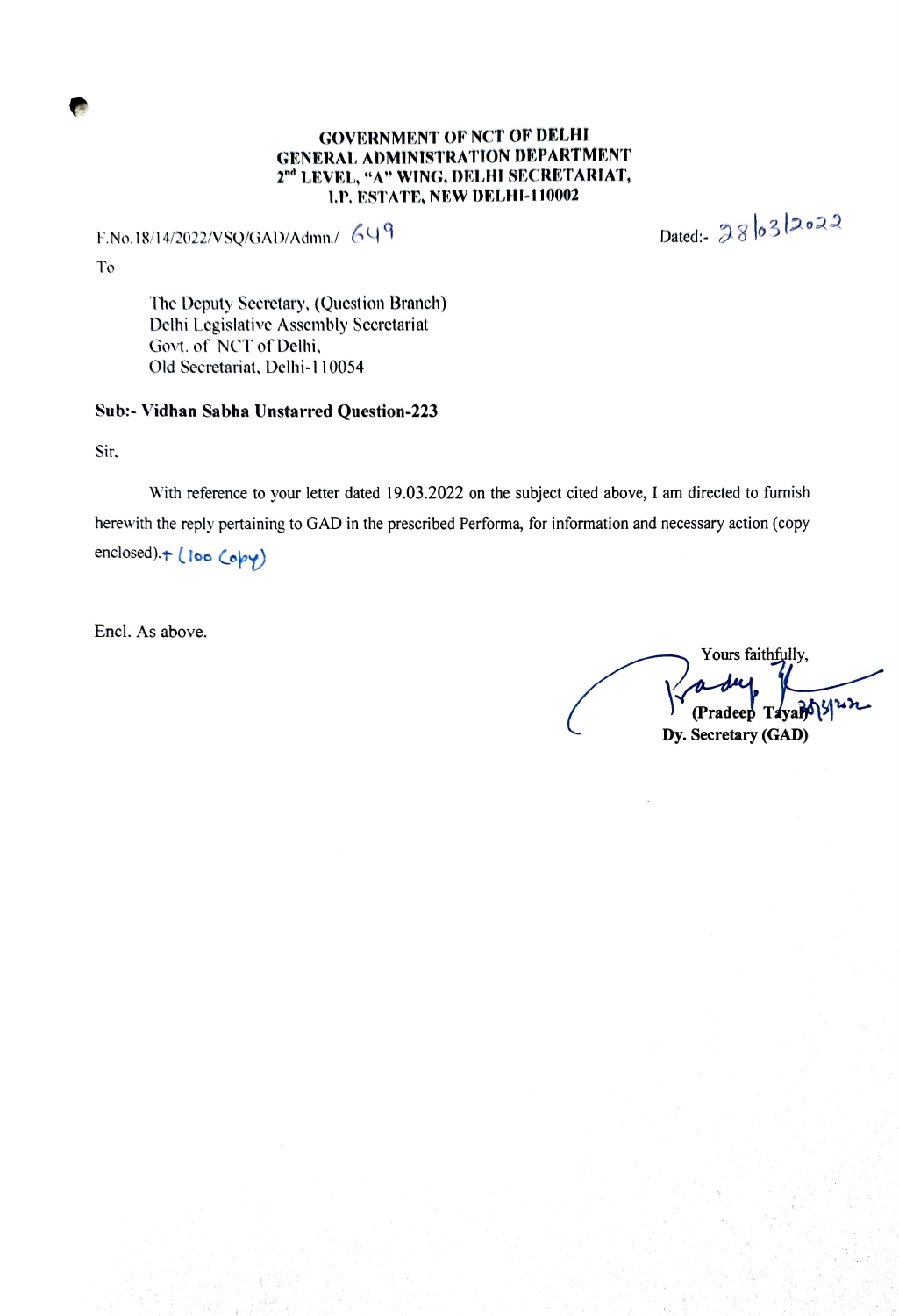**GOVERNMENT OF NCT OF DELHI**
**GENERAL ADMINISTRATION DEPARTMENT**
**2nd LEVEL, "A" WING, DELHI SECRETARIAT,**
**I.P. ESTATE, NEW DELHI-110002**

F.No.18/14/2022/VSQ/GAD/Admn./ 649 Dated:- 28/03/2022

To

The Deputy Secretary, (Question Branch)
Delhi Legislative Assembly Secretariat
Govt. of NCT of Delhi,
Old Secretariat, Delhi-110054

**Sub:- Vidhan Sabha Unstarred Question-223**

Sir,

With reference to your letter dated 19.03.2022 on the subject cited above, I am directed to furnish herewith the reply pertaining to GAD in the prescribed Performa, for information and necessary action (copy enclosed). + (100 Copy)

Encl. As above.

Yours faithfully,

**(Pradeep Tayal)** 28/3/22
**Dy. Secretary (GAD)**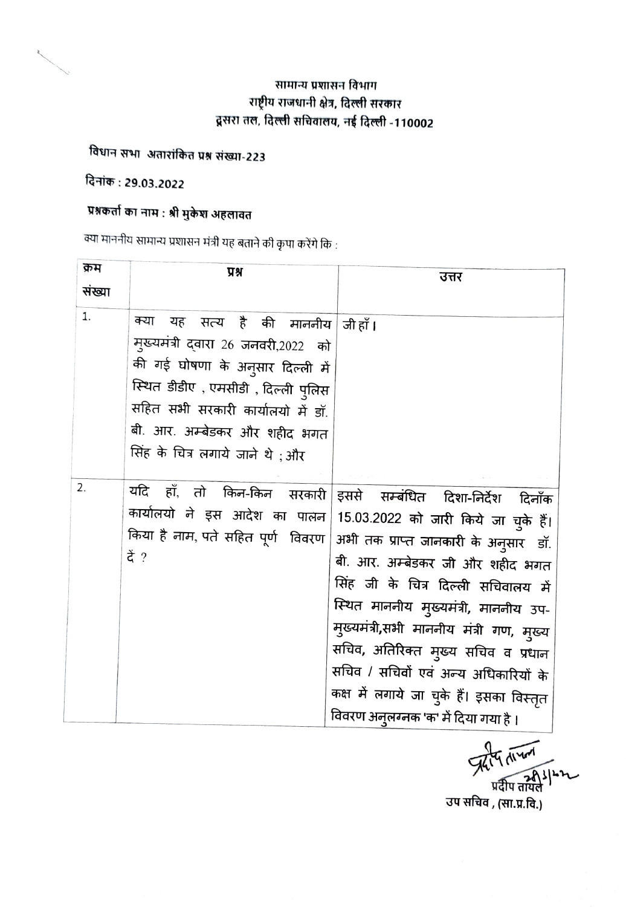सामान्य प्रशासन विभाग
राष्ट्रीय राजधानी क्षेत्र, दिल्ली सरकार
दूसरा तल, दिल्ली सचिवालय, नई दिल्ली -110002

विधान सभा अतारांकित प्रश्न संख्या-223

दिनांक : 29.03.2022

प्रश्नकर्ता का नाम : श्री मुकेश अहलावत

क्या माननीय सामान्य प्रशासन मंत्री यह बताने की कृपा करेंगे कि :

| क्रम संख्या | प्रश्न | उत्तर |
|---|---|---|
| 1. | क्या यह सत्य है की माननीय मुख्यमंत्री द्वारा 26 जनवरी,2022 को की गई घोषणा के अनुसार दिल्ली में स्थित डीडीए , एमसीडी , दिल्ली पुलिस सहित सभी सरकारी कार्यालयो में डॉ. बी. आर. अम्बेडकर और शहीद भगत सिंह के चित्र लगाये जाने थे ; और | जी हाँ। |
| 2. | यदि हाँ, तो किन-किन सरकारी कार्यालयो ने इस आदेश का पालन किया है नाम, पते सहित पूर्ण विवरण दें ? | इससे सम्बंधित दिशा-निर्देश दिनाँक 15.03.2022 को जारी किये जा चुके हैं। अभी तक प्राप्त जानकारी के अनुसार डॉ. बी. आर. अम्बेडकर जी और शहीद भगत सिंह जी के चित्र दिल्ली सचिवालय में स्थित माननीय मुख्यमंत्री, माननीय उप-मुख्यमंत्री,सभी माननीय मंत्री गण, मुख्य सचिव, अतिरिक्त मुख्य सचिव व प्रधान सचिव / सचिवों एवं अन्य अधिकारियों के कक्ष में लगाये जा चुके हैं। इसका विस्तृत विवरण अनुलग्नक 'क' में दिया गया है। |

प्रदीप तायल
28/3/22
प्रदीप तायल
उप सचिव , (सा.प्र.वि.)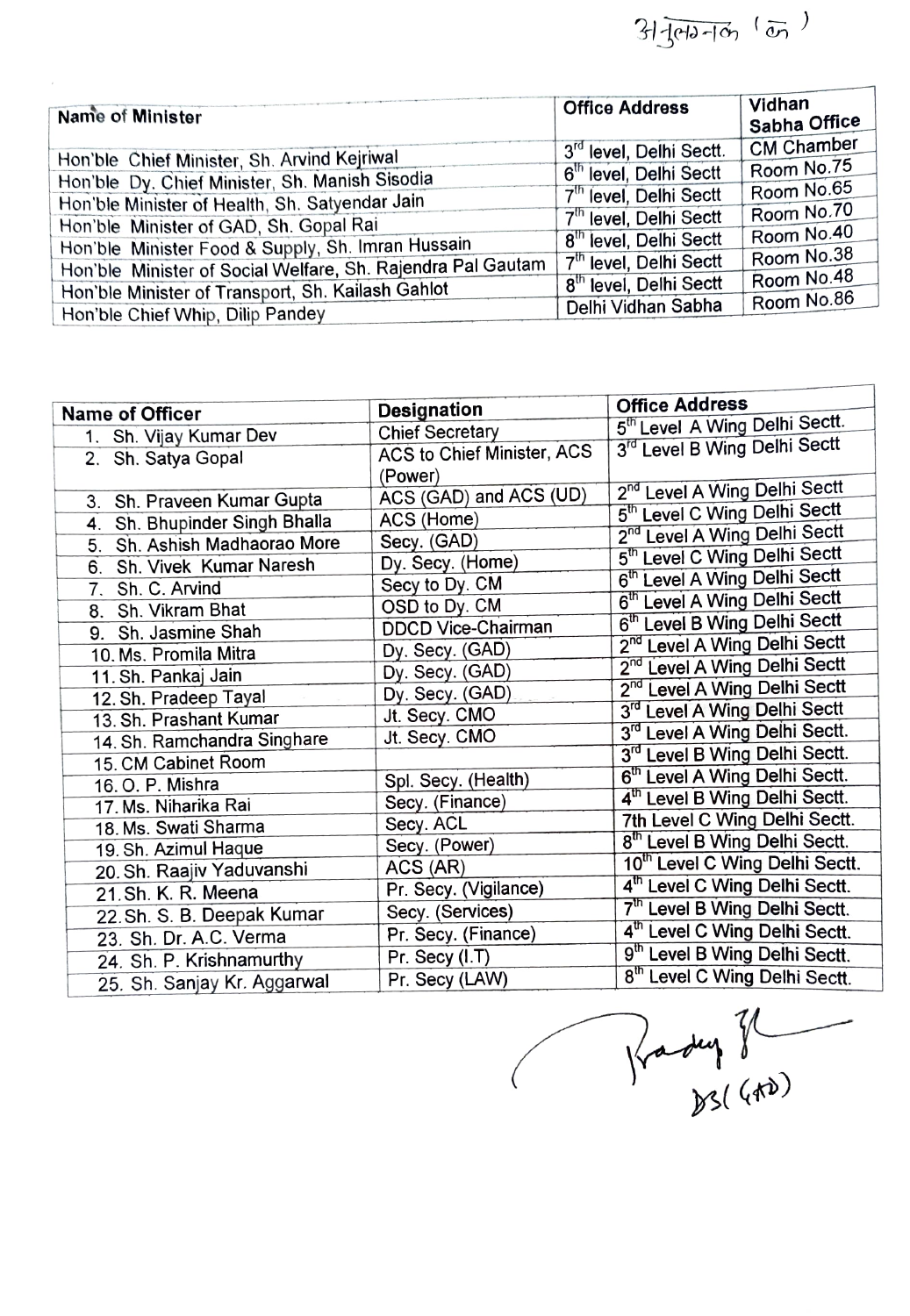अनुलग्नक (क)

| Name of Minister | Office Address | Vidhan Sabha Office |
| --- | --- | --- |
| Hon'ble Chief Minister, Sh. Arvind Kejriwal | 3rd level, Delhi Sectt. | CM Chamber |
| Hon'ble Dy. Chief Minister, Sh. Manish Sisodia | 6th level, Delhi Sectt | Room No.75 |
| Hon'ble Minister of Health, Sh. Satyendar Jain | 7th level, Delhi Sectt | Room No.65 |
| Hon'ble Minister of GAD, Sh. Gopal Rai | 7th level, Delhi Sectt | Room No.70 |
| Hon'ble Minister Food & Supply, Sh. Imran Hussain | 8th level, Delhi Sectt | Room No.40 |
| Hon'ble Minister of Social Welfare, Sh. Rajendra Pal Gautam | 7th level, Delhi Sectt | Room No.38 |
| Hon'ble Minister of Transport, Sh. Kailash Gahlot | 8th level, Delhi Sectt | Room No.48 |
| Hon'ble Chief Whip, Dilip Pandey | Delhi Vidhan Sabha | Room No.86 |

| Name of Officer | Designation | Office Address |
| --- | --- | --- |
| 1. Sh. Vijay Kumar Dev | Chief Secretary | 5th Level A Wing Delhi Sectt. |
| 2. Sh. Satya Gopal | ACS to Chief Minister, ACS (Power) | 3rd Level B Wing Delhi Sectt |
| 3. Sh. Praveen Kumar Gupta | ACS (GAD) and ACS (UD) | 2nd Level A Wing Delhi Sectt |
| 4. Sh. Bhupinder Singh Bhalla | ACS (Home) | 5th Level C Wing Delhi Sectt |
| 5. Sh. Ashish Madhaorao More | Secy. (GAD) | 2nd Level A Wing Delhi Sectt |
| 6. Sh. Vivek Kumar Naresh | Dy. Secy. (Home) | 5th Level C Wing Delhi Sectt |
| 7. Sh. C. Arvind | Secy to Dy. CM | 6th Level A Wing Delhi Sectt |
| 8. Sh. Vikram Bhat | OSD to Dy. CM | 6th Level A Wing Delhi Sectt |
| 9. Sh. Jasmine Shah | DDCD Vice-Chairman | 6th Level B Wing Delhi Sectt |
| 10. Ms. Promila Mitra | Dy. Secy. (GAD) | 2nd Level A Wing Delhi Sectt |
| 11. Sh. Pankaj Jain | Dy. Secy. (GAD) | 2nd Level A Wing Delhi Sectt |
| 12. Sh. Pradeep Tayal | Dy. Secy. (GAD) | 2nd Level A Wing Delhi Sectt |
| 13. Sh. Prashant Kumar | Jt. Secy. CMO | 3rd Level A Wing Delhi Sectt |
| 14. Sh. Ramchandra Singhare | Jt. Secy. CMO | 3rd Level A Wing Delhi Sectt. |
| 15. CM Cabinet Room | | 3rd Level B Wing Delhi Sectt. |
| 16. O. P. Mishra | Spl. Secy. (Health) | 6th Level A Wing Delhi Sectt. |
| 17. Ms. Niharika Rai | Secy. (Finance) | 4th Level B Wing Delhi Sectt. |
| 18. Ms. Swati Sharma | Secy. ACL | 7th Level C Wing Delhi Sectt. |
| 19. Sh. Azimul Haque | Secy. (Power) | 8th Level B Wing Delhi Sectt. |
| 20. Sh. Raajiv Yaduvanshi | ACS (AR) | 10th Level C Wing Delhi Sectt. |
| 21. Sh. K. R. Meena | Pr. Secy. (Vigilance) | 4th Level C Wing Delhi Sectt. |
| 22. Sh. S. B. Deepak Kumar | Secy. (Services) | 7th Level B Wing Delhi Sectt. |
| 23. Sh. Dr. A.C. Verma | Pr. Secy. (Finance) | 4th Level C Wing Delhi Sectt. |
| 24. Sh. P. Krishnamurthy | Pr. Secy (I.T) | 9th Level B Wing Delhi Sectt. |
| 25. Sh. Sanjay Kr. Aggarwal | Pr. Secy (LAW) | 8th Level C Wing Delhi Sectt. |

Pradeep
DS (GAD)